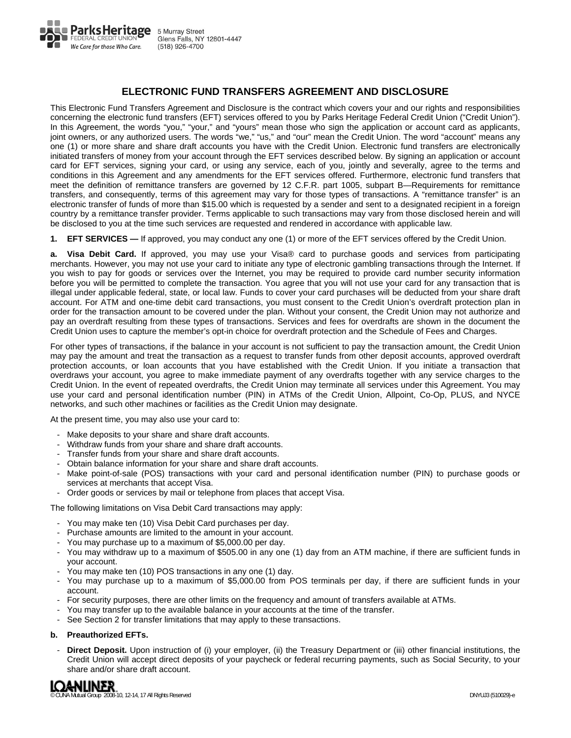Parks Heritage FEDERAL CREDIT UNION
We Care for those Who Care.

5 Murray Street
Glens Falls, NY 12801-4447
(518) 926-4700

# ELECTRONIC FUND TRANSFERS AGREEMENT AND DISCLOSURE

This Electronic Fund Transfers Agreement and Disclosure is the contract which covers your and our rights and responsibilities concerning the electronic fund transfers (EFT) services offered to you by Parks Heritage Federal Credit Union ("Credit Union"). In this Agreement, the words "you," "your," and "yours" mean those who sign the application or account card as applicants, joint owners, or any authorized users. The words "we," "us," and "our" mean the Credit Union. The word "account" means any one (1) or more share and share draft accounts you have with the Credit Union. Electronic fund transfers are electronically initiated transfers of money from your account through the EFT services described below. By signing an application or account card for EFT services, signing your card, or using any service, each of you, jointly and severally, agree to the terms and conditions in this Agreement and any amendments for the EFT services offered. Furthermore, electronic fund transfers that meet the definition of remittance transfers are governed by 12 C.F.R. part 1005, subpart B—Requirements for remittance transfers, and consequently, terms of this agreement may vary for those types of transactions. A "remittance transfer" is an electronic transfer of funds of more than $15.00 which is requested by a sender and sent to a designated recipient in a foreign country by a remittance transfer provider. Terms applicable to such transactions may vary from those disclosed herein and will be disclosed to you at the time such services are requested and rendered in accordance with applicable law.

**1. EFT SERVICES —** If approved, you may conduct any one (1) or more of the EFT services offered by the Credit Union.

**a. Visa Debit Card.** If approved, you may use your Visa® card to purchase goods and services from participating merchants. However, you may not use your card to initiate any type of electronic gambling transactions through the Internet. If you wish to pay for goods or services over the Internet, you may be required to provide card number security information before you will be permitted to complete the transaction. You agree that you will not use your card for any transaction that is illegal under applicable federal, state, or local law. Funds to cover your card purchases will be deducted from your share draft account. For ATM and one-time debit card transactions, you must consent to the Credit Union's overdraft protection plan in order for the transaction amount to be covered under the plan. Without your consent, the Credit Union may not authorize and pay an overdraft resulting from these types of transactions. Services and fees for overdrafts are shown in the document the Credit Union uses to capture the member's opt-in choice for overdraft protection and the Schedule of Fees and Charges.

For other types of transactions, if the balance in your account is not sufficient to pay the transaction amount, the Credit Union may pay the amount and treat the transaction as a request to transfer funds from other deposit accounts, approved overdraft protection accounts, or loan accounts that you have established with the Credit Union. If you initiate a transaction that overdraws your account, you agree to make immediate payment of any overdrafts together with any service charges to the Credit Union. In the event of repeated overdrafts, the Credit Union may terminate all services under this Agreement. You may use your card and personal identification number (PIN) in ATMs of the Credit Union, Allpoint, Co-Op, PLUS, and NYCE networks, and such other machines or facilities as the Credit Union may designate.

At the present time, you may also use your card to:

- Make deposits to your share and share draft accounts.
- Withdraw funds from your share and share draft accounts.
- Transfer funds from your share and share draft accounts.
- Obtain balance information for your share and share draft accounts.
- Make point-of-sale (POS) transactions with your card and personal identification number (PIN) to purchase goods or services at merchants that accept Visa.
- Order goods or services by mail or telephone from places that accept Visa.

The following limitations on Visa Debit Card transactions may apply:

- You may make ten (10) Visa Debit Card purchases per day.
- Purchase amounts are limited to the amount in your account.
- You may purchase up to a maximum of $5,000.00 per day.
- You may withdraw up to a maximum of $505.00 in any one (1) day from an ATM machine, if there are sufficient funds in your account.
- You may make ten (10) POS transactions in any one (1) day.
- You may purchase up to a maximum of $5,000.00 from POS terminals per day, if there are sufficient funds in your account.
- For security purposes, there are other limits on the frequency and amount of transfers available at ATMs.
- You may transfer up to the available balance in your accounts at the time of the transfer.
- See Section 2 for transfer limitations that may apply to these transactions.

**b. Preauthorized EFTs.**

- **Direct Deposit.** Upon instruction of (i) your employer, (ii) the Treasury Department or (iii) other financial institutions, the Credit Union will accept direct deposits of your paycheck or federal recurring payments, such as Social Security, to your share and/or share draft account.

LOANLINER
© CUNA Mutual Group 2008-10, 12-14, 17 All Rights Reserved DNYUJ3 (510029)-e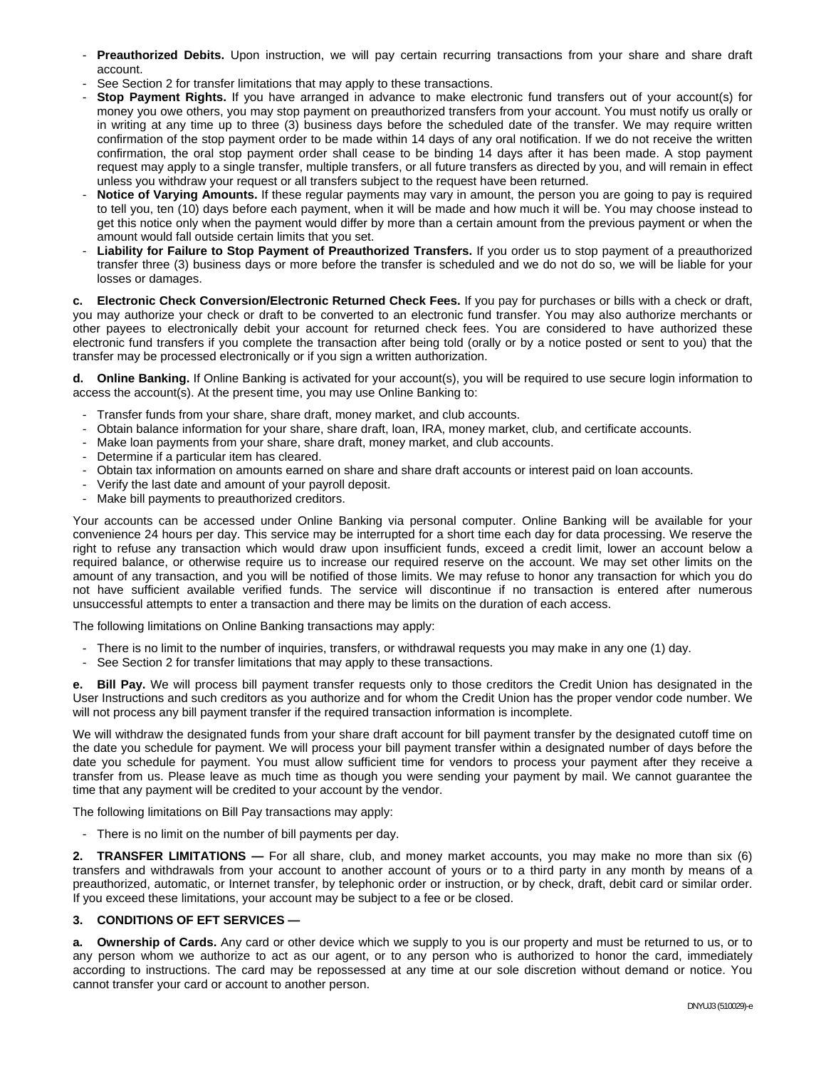- **Preauthorized Debits.** Upon instruction, we will pay certain recurring transactions from your share and share draft account.
- See Section 2 for transfer limitations that may apply to these transactions.
- **Stop Payment Rights.** If you have arranged in advance to make electronic fund transfers out of your account(s) for money you owe others, you may stop payment on preauthorized transfers from your account. You must notify us orally or in writing at any time up to three (3) business days before the scheduled date of the transfer. We may require written confirmation of the stop payment order to be made within 14 days of any oral notification. If we do not receive the written confirmation, the oral stop payment order shall cease to be binding 14 days after it has been made. A stop payment request may apply to a single transfer, multiple transfers, or all future transfers as directed by you, and will remain in effect unless you withdraw your request or all transfers subject to the request have been returned.
- **Notice of Varying Amounts.** If these regular payments may vary in amount, the person you are going to pay is required to tell you, ten (10) days before each payment, when it will be made and how much it will be. You may choose instead to get this notice only when the payment would differ by more than a certain amount from the previous payment or when the amount would fall outside certain limits that you set.
- **Liability for Failure to Stop Payment of Preauthorized Transfers.** If you order us to stop payment of a preauthorized transfer three (3) business days or more before the transfer is scheduled and we do not do so, we will be liable for your losses or damages.

**c. Electronic Check Conversion/Electronic Returned Check Fees.** If you pay for purchases or bills with a check or draft, you may authorize your check or draft to be converted to an electronic fund transfer. You may also authorize merchants or other payees to electronically debit your account for returned check fees. You are considered to have authorized these electronic fund transfers if you complete the transaction after being told (orally or by a notice posted or sent to you) that the transfer may be processed electronically or if you sign a written authorization.

**d. Online Banking.** If Online Banking is activated for your account(s), you will be required to use secure login information to access the account(s). At the present time, you may use Online Banking to:

- Transfer funds from your share, share draft, money market, and club accounts.
- Obtain balance information for your share, share draft, loan, IRA, money market, club, and certificate accounts.
- Make loan payments from your share, share draft, money market, and club accounts.
- Determine if a particular item has cleared.
- Obtain tax information on amounts earned on share and share draft accounts or interest paid on loan accounts.
- Verify the last date and amount of your payroll deposit.
- Make bill payments to preauthorized creditors.

Your accounts can be accessed under Online Banking via personal computer. Online Banking will be available for your convenience 24 hours per day. This service may be interrupted for a short time each day for data processing. We reserve the right to refuse any transaction which would draw upon insufficient funds, exceed a credit limit, lower an account below a required balance, or otherwise require us to increase our required reserve on the account. We may set other limits on the amount of any transaction, and you will be notified of those limits. We may refuse to honor any transaction for which you do not have sufficient available verified funds. The service will discontinue if no transaction is entered after numerous unsuccessful attempts to enter a transaction and there may be limits on the duration of each access.

The following limitations on Online Banking transactions may apply:

- There is no limit to the number of inquiries, transfers, or withdrawal requests you may make in any one (1) day.
- See Section 2 for transfer limitations that may apply to these transactions.

**e. Bill Pay.** We will process bill payment transfer requests only to those creditors the Credit Union has designated in the User Instructions and such creditors as you authorize and for whom the Credit Union has the proper vendor code number. We will not process any bill payment transfer if the required transaction information is incomplete.

We will withdraw the designated funds from your share draft account for bill payment transfer by the designated cutoff time on the date you schedule for payment. We will process your bill payment transfer within a designated number of days before the date you schedule for payment. You must allow sufficient time for vendors to process your payment after they receive a transfer from us. Please leave as much time as though you were sending your payment by mail. We cannot guarantee the time that any payment will be credited to your account by the vendor.

The following limitations on Bill Pay transactions may apply:

- There is no limit on the number of bill payments per day.

**2. TRANSFER LIMITATIONS —** For all share, club, and money market accounts, you may make no more than six (6) transfers and withdrawals from your account to another account of yours or to a third party in any month by means of a preauthorized, automatic, or Internet transfer, by telephonic order or instruction, or by check, draft, debit card or similar order. If you exceed these limitations, your account may be subject to a fee or be closed.

**3. CONDITIONS OF EFT SERVICES —**

**a. Ownership of Cards.** Any card or other device which we supply to you is our property and must be returned to us, or to any person whom we authorize to act as our agent, or to any person who is authorized to honor the card, immediately according to instructions. The card may be repossessed at any time at our sole discretion without demand or notice. You cannot transfer your card or account to another person.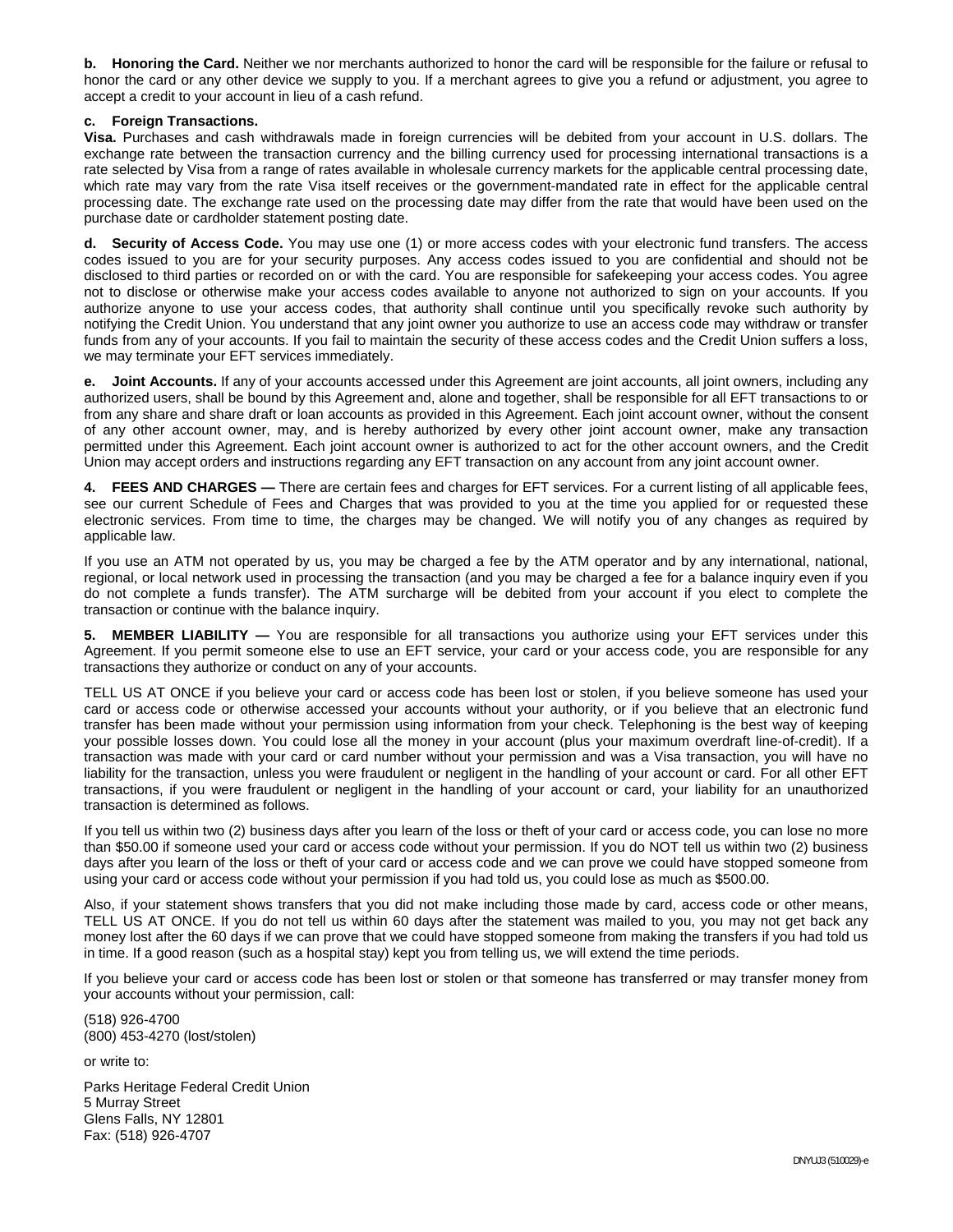**b. Honoring the Card.** Neither we nor merchants authorized to honor the card will be responsible for the failure or refusal to honor the card or any other device we supply to you. If a merchant agrees to give you a refund or adjustment, you agree to accept a credit to your account in lieu of a cash refund.

**c. Foreign Transactions.**

**Visa.** Purchases and cash withdrawals made in foreign currencies will be debited from your account in U.S. dollars. The exchange rate between the transaction currency and the billing currency used for processing international transactions is a rate selected by Visa from a range of rates available in wholesale currency markets for the applicable central processing date, which rate may vary from the rate Visa itself receives or the government-mandated rate in effect for the applicable central processing date. The exchange rate used on the processing date may differ from the rate that would have been used on the purchase date or cardholder statement posting date.

**d. Security of Access Code.** You may use one (1) or more access codes with your electronic fund transfers. The access codes issued to you are for your security purposes. Any access codes issued to you are confidential and should not be disclosed to third parties or recorded on or with the card. You are responsible for safekeeping your access codes. You agree not to disclose or otherwise make your access codes available to anyone not authorized to sign on your accounts. If you authorize anyone to use your access codes, that authority shall continue until you specifically revoke such authority by notifying the Credit Union. You understand that any joint owner you authorize to use an access code may withdraw or transfer funds from any of your accounts. If you fail to maintain the security of these access codes and the Credit Union suffers a loss, we may terminate your EFT services immediately.

**e. Joint Accounts.** If any of your accounts accessed under this Agreement are joint accounts, all joint owners, including any authorized users, shall be bound by this Agreement and, alone and together, shall be responsible for all EFT transactions to or from any share and share draft or loan accounts as provided in this Agreement. Each joint account owner, without the consent of any other account owner, may, and is hereby authorized by every other joint account owner, make any transaction permitted under this Agreement. Each joint account owner is authorized to act for the other account owners, and the Credit Union may accept orders and instructions regarding any EFT transaction on any account from any joint account owner.

**4. FEES AND CHARGES —** There are certain fees and charges for EFT services. For a current listing of all applicable fees, see our current Schedule of Fees and Charges that was provided to you at the time you applied for or requested these electronic services. From time to time, the charges may be changed. We will notify you of any changes as required by applicable law.

If you use an ATM not operated by us, you may be charged a fee by the ATM operator and by any international, national, regional, or local network used in processing the transaction (and you may be charged a fee for a balance inquiry even if you do not complete a funds transfer). The ATM surcharge will be debited from your account if you elect to complete the transaction or continue with the balance inquiry.

**5. MEMBER LIABILITY —** You are responsible for all transactions you authorize using your EFT services under this Agreement. If you permit someone else to use an EFT service, your card or your access code, you are responsible for any transactions they authorize or conduct on any of your accounts.

TELL US AT ONCE if you believe your card or access code has been lost or stolen, if you believe someone has used your card or access code or otherwise accessed your accounts without your authority, or if you believe that an electronic fund transfer has been made without your permission using information from your check. Telephoning is the best way of keeping your possible losses down. You could lose all the money in your account (plus your maximum overdraft line-of-credit). If a transaction was made with your card or card number without your permission and was a Visa transaction, you will have no liability for the transaction, unless you were fraudulent or negligent in the handling of your account or card. For all other EFT transactions, if you were fraudulent or negligent in the handling of your account or card, your liability for an unauthorized transaction is determined as follows.

If you tell us within two (2) business days after you learn of the loss or theft of your card or access code, you can lose no more than $50.00 if someone used your card or access code without your permission. If you do NOT tell us within two (2) business days after you learn of the loss or theft of your card or access code and we can prove we could have stopped someone from using your card or access code without your permission if you had told us, you could lose as much as $500.00.

Also, if your statement shows transfers that you did not make including those made by card, access code or other means, TELL US AT ONCE. If you do not tell us within 60 days after the statement was mailed to you, you may not get back any money lost after the 60 days if we can prove that we could have stopped someone from making the transfers if you had told us in time. If a good reason (such as a hospital stay) kept you from telling us, we will extend the time periods.

If you believe your card or access code has been lost or stolen or that someone has transferred or may transfer money from your accounts without your permission, call:

(518) 926-4700
(800) 453-4270 (lost/stolen)

or write to:

Parks Heritage Federal Credit Union
5 Murray Street
Glens Falls, NY 12801
Fax: (518) 926-4707

DNYUJ3 (510029)-e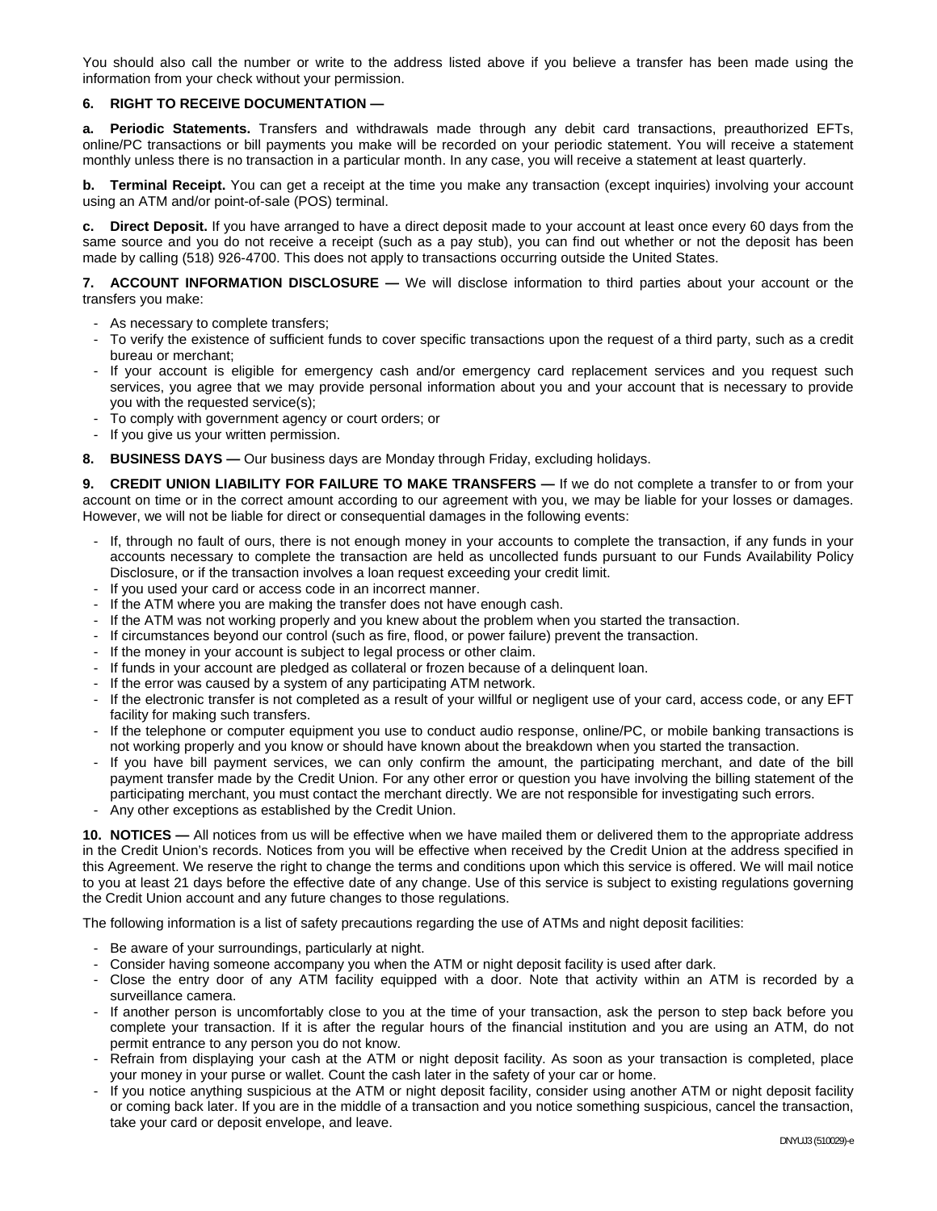You should also call the number or write to the address listed above if you believe a transfer has been made using the information from your check without your permission.

**6. RIGHT TO RECEIVE DOCUMENTATION —**

**a. Periodic Statements.** Transfers and withdrawals made through any debit card transactions, preauthorized EFTs, online/PC transactions or bill payments you make will be recorded on your periodic statement. You will receive a statement monthly unless there is no transaction in a particular month. In any case, you will receive a statement at least quarterly.

**b. Terminal Receipt.** You can get a receipt at the time you make any transaction (except inquiries) involving your account using an ATM and/or point-of-sale (POS) terminal.

**c. Direct Deposit.** If you have arranged to have a direct deposit made to your account at least once every 60 days from the same source and you do not receive a receipt (such as a pay stub), you can find out whether or not the deposit has been made by calling (518) 926-4700. This does not apply to transactions occurring outside the United States.

**7. ACCOUNT INFORMATION DISCLOSURE —** We will disclose information to third parties about your account or the transfers you make:

- As necessary to complete transfers;
- To verify the existence of sufficient funds to cover specific transactions upon the request of a third party, such as a credit bureau or merchant;
- If your account is eligible for emergency cash and/or emergency card replacement services and you request such services, you agree that we may provide personal information about you and your account that is necessary to provide you with the requested service(s);
- To comply with government agency or court orders; or
- If you give us your written permission.

**8. BUSINESS DAYS —** Our business days are Monday through Friday, excluding holidays.

**9. CREDIT UNION LIABILITY FOR FAILURE TO MAKE TRANSFERS —** If we do not complete a transfer to or from your account on time or in the correct amount according to our agreement with you, we may be liable for your losses or damages. However, we will not be liable for direct or consequential damages in the following events:

- If, through no fault of ours, there is not enough money in your accounts to complete the transaction, if any funds in your accounts necessary to complete the transaction are held as uncollected funds pursuant to our Funds Availability Policy Disclosure, or if the transaction involves a loan request exceeding your credit limit.
- If you used your card or access code in an incorrect manner.
- If the ATM where you are making the transfer does not have enough cash.
- If the ATM was not working properly and you knew about the problem when you started the transaction.
- If circumstances beyond our control (such as fire, flood, or power failure) prevent the transaction.
- If the money in your account is subject to legal process or other claim.
- If funds in your account are pledged as collateral or frozen because of a delinquent loan.
- If the error was caused by a system of any participating ATM network.
- If the electronic transfer is not completed as a result of your willful or negligent use of your card, access code, or any EFT facility for making such transfers.
- If the telephone or computer equipment you use to conduct audio response, online/PC, or mobile banking transactions is not working properly and you know or should have known about the breakdown when you started the transaction.
- If you have bill payment services, we can only confirm the amount, the participating merchant, and date of the bill payment transfer made by the Credit Union. For any other error or question you have involving the billing statement of the participating merchant, you must contact the merchant directly. We are not responsible for investigating such errors.
- Any other exceptions as established by the Credit Union.

**10. NOTICES —** All notices from us will be effective when we have mailed them or delivered them to the appropriate address in the Credit Union's records. Notices from you will be effective when received by the Credit Union at the address specified in this Agreement. We reserve the right to change the terms and conditions upon which this service is offered. We will mail notice to you at least 21 days before the effective date of any change. Use of this service is subject to existing regulations governing the Credit Union account and any future changes to those regulations.

The following information is a list of safety precautions regarding the use of ATMs and night deposit facilities:

- Be aware of your surroundings, particularly at night.
- Consider having someone accompany you when the ATM or night deposit facility is used after dark.
- Close the entry door of any ATM facility equipped with a door. Note that activity within an ATM is recorded by a surveillance camera.
- If another person is uncomfortably close to you at the time of your transaction, ask the person to step back before you complete your transaction. If it is after the regular hours of the financial institution and you are using an ATM, do not permit entrance to any person you do not know.
- Refrain from displaying your cash at the ATM or night deposit facility. As soon as your transaction is completed, place your money in your purse or wallet. Count the cash later in the safety of your car or home.
- If you notice anything suspicious at the ATM or night deposit facility, consider using another ATM or night deposit facility or coming back later. If you are in the middle of a transaction and you notice something suspicious, cancel the transaction, take your card or deposit envelope, and leave.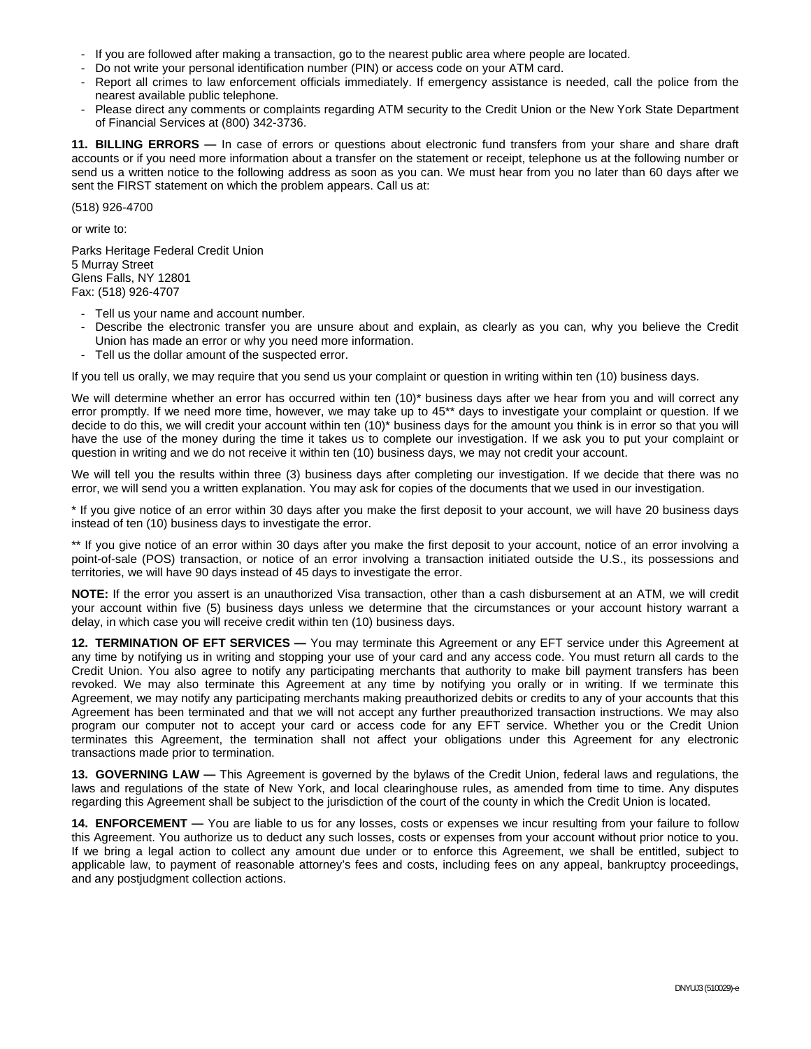- If you are followed after making a transaction, go to the nearest public area where people are located.
- Do not write your personal identification number (PIN) or access code on your ATM card.
- Report all crimes to law enforcement officials immediately. If emergency assistance is needed, call the police from the nearest available public telephone.
- Please direct any comments or complaints regarding ATM security to the Credit Union or the New York State Department of Financial Services at (800) 342-3736.

**11. BILLING ERRORS —** In case of errors or questions about electronic fund transfers from your share and share draft accounts or if you need more information about a transfer on the statement or receipt, telephone us at the following number or send us a written notice to the following address as soon as you can. We must hear from you no later than 60 days after we sent the FIRST statement on which the problem appears. Call us at:

(518) 926-4700

or write to:

Parks Heritage Federal Credit Union
5 Murray Street
Glens Falls, NY 12801
Fax: (518) 926-4707

- Tell us your name and account number.
- Describe the electronic transfer you are unsure about and explain, as clearly as you can, why you believe the Credit Union has made an error or why you need more information.
- Tell us the dollar amount of the suspected error.

If you tell us orally, we may require that you send us your complaint or question in writing within ten (10) business days.

We will determine whether an error has occurred within ten (10)* business days after we hear from you and will correct any error promptly. If we need more time, however, we may take up to 45** days to investigate your complaint or question. If we decide to do this, we will credit your account within ten (10)* business days for the amount you think is in error so that you will have the use of the money during the time it takes us to complete our investigation. If we ask you to put your complaint or question in writing and we do not receive it within ten (10) business days, we may not credit your account.

We will tell you the results within three (3) business days after completing our investigation. If we decide that there was no error, we will send you a written explanation. You may ask for copies of the documents that we used in our investigation.

* If you give notice of an error within 30 days after you make the first deposit to your account, we will have 20 business days instead of ten (10) business days to investigate the error.

** If you give notice of an error within 30 days after you make the first deposit to your account, notice of an error involving a point-of-sale (POS) transaction, or notice of an error involving a transaction initiated outside the U.S., its possessions and territories, we will have 90 days instead of 45 days to investigate the error.

**NOTE:** If the error you assert is an unauthorized Visa transaction, other than a cash disbursement at an ATM, we will credit your account within five (5) business days unless we determine that the circumstances or your account history warrant a delay, in which case you will receive credit within ten (10) business days.

**12. TERMINATION OF EFT SERVICES —** You may terminate this Agreement or any EFT service under this Agreement at any time by notifying us in writing and stopping your use of your card and any access code. You must return all cards to the Credit Union. You also agree to notify any participating merchants that authority to make bill payment transfers has been revoked. We may also terminate this Agreement at any time by notifying you orally or in writing. If we terminate this Agreement, we may notify any participating merchants making preauthorized debits or credits to any of your accounts that this Agreement has been terminated and that we will not accept any further preauthorized transaction instructions. We may also program our computer not to accept your card or access code for any EFT service. Whether you or the Credit Union terminates this Agreement, the termination shall not affect your obligations under this Agreement for any electronic transactions made prior to termination.

**13. GOVERNING LAW —** This Agreement is governed by the bylaws of the Credit Union, federal laws and regulations, the laws and regulations of the state of New York, and local clearinghouse rules, as amended from time to time. Any disputes regarding this Agreement shall be subject to the jurisdiction of the court of the county in which the Credit Union is located.

**14. ENFORCEMENT —** You are liable to us for any losses, costs or expenses we incur resulting from your failure to follow this Agreement. You authorize us to deduct any such losses, costs or expenses from your account without prior notice to you. If we bring a legal action to collect any amount due under or to enforce this Agreement, we shall be entitled, subject to applicable law, to payment of reasonable attorney's fees and costs, including fees on any appeal, bankruptcy proceedings, and any postjudgment collection actions.

DNYUJ3 (510029)-e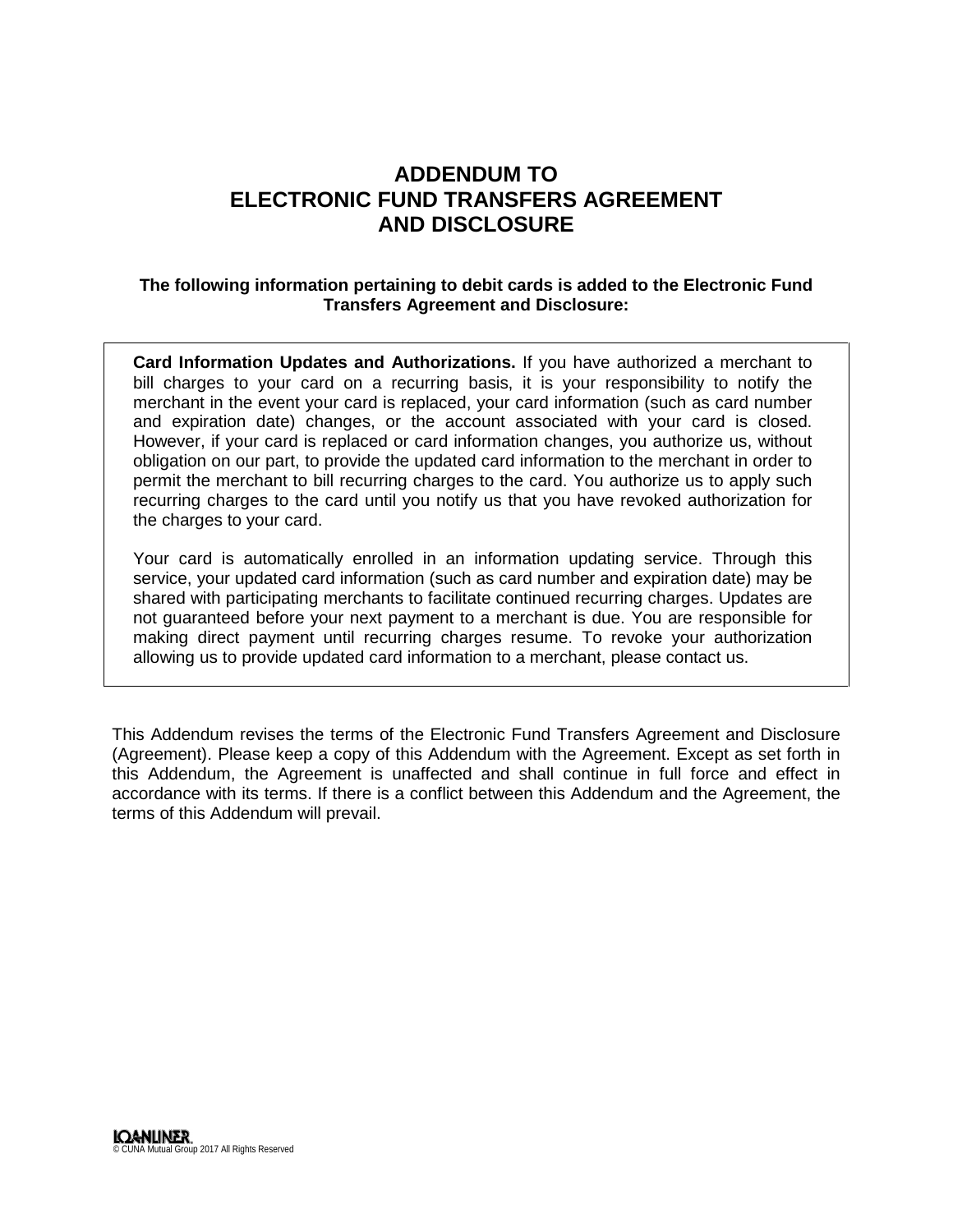# ADDENDUM TO
# ELECTRONIC FUND TRANSFERS AGREEMENT
# AND DISCLOSURE

**The following information pertaining to debit cards is added to the Electronic Fund Transfers Agreement and Disclosure:**

**Card Information Updates and Authorizations.** If you have authorized a merchant to bill charges to your card on a recurring basis, it is your responsibility to notify the merchant in the event your card is replaced, your card information (such as card number and expiration date) changes, or the account associated with your card is closed. However, if your card is replaced or card information changes, you authorize us, without obligation on our part, to provide the updated card information to the merchant in order to permit the merchant to bill recurring charges to the card. You authorize us to apply such recurring charges to the card until you notify us that you have revoked authorization for the charges to your card.

Your card is automatically enrolled in an information updating service. Through this service, your updated card information (such as card number and expiration date) may be shared with participating merchants to facilitate continued recurring charges. Updates are not guaranteed before your next payment to a merchant is due. You are responsible for making direct payment until recurring charges resume. To revoke your authorization allowing us to provide updated card information to a merchant, please contact us.

This Addendum revises the terms of the Electronic Fund Transfers Agreement and Disclosure (Agreement). Please keep a copy of this Addendum with the Agreement. Except as set forth in this Addendum, the Agreement is unaffected and shall continue in full force and effect in accordance with its terms. If there is a conflict between this Addendum and the Agreement, the terms of this Addendum will prevail.

LOANLINER®
© CUNA Mutual Group 2017 All Rights Reserved